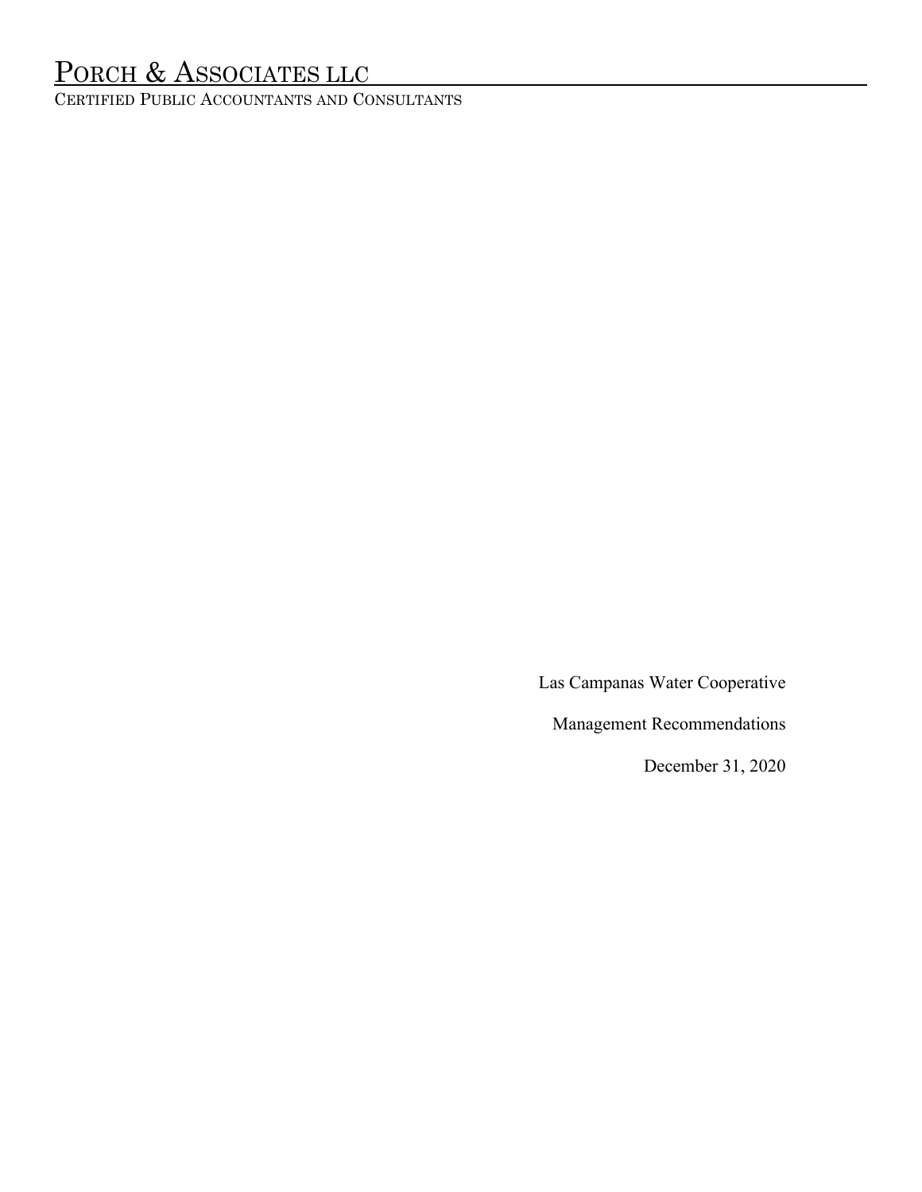# Porch & Associates LLC

Certified Public Accountants and Consultants

Las Campanas Water Cooperative

Management Recommendations

December 31, 2020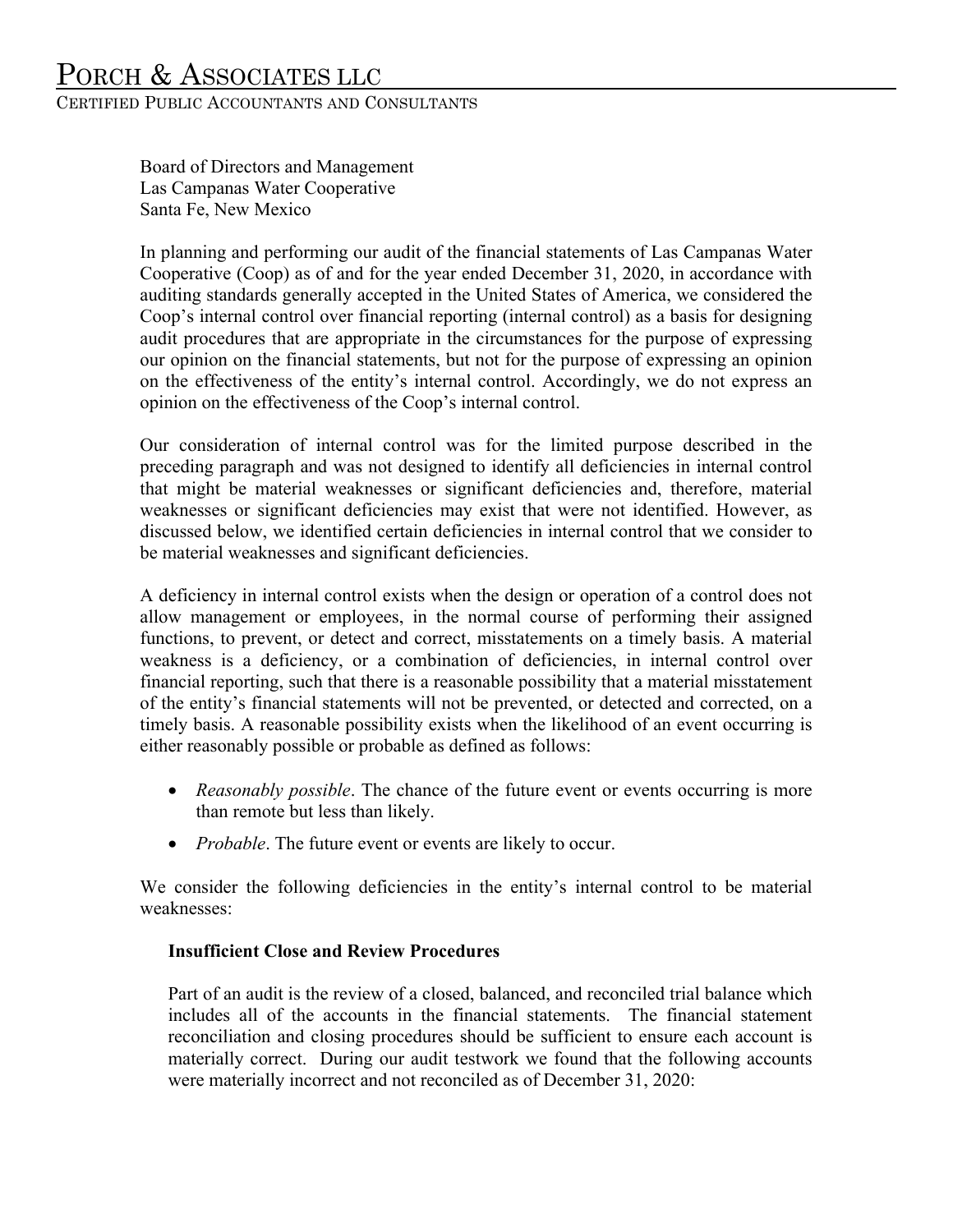# Porch & Associates LLC

Certified Public Accountants and Consultants

Board of Directors and Management
Las Campanas Water Cooperative
Santa Fe, New Mexico

In planning and performing our audit of the financial statements of Las Campanas Water Cooperative (Coop) as of and for the year ended December 31, 2020, in accordance with auditing standards generally accepted in the United States of America, we considered the Coop's internal control over financial reporting (internal control) as a basis for designing audit procedures that are appropriate in the circumstances for the purpose of expressing our opinion on the financial statements, but not for the purpose of expressing an opinion on the effectiveness of the entity's internal control. Accordingly, we do not express an opinion on the effectiveness of the Coop's internal control.

Our consideration of internal control was for the limited purpose described in the preceding paragraph and was not designed to identify all deficiencies in internal control that might be material weaknesses or significant deficiencies and, therefore, material weaknesses or significant deficiencies may exist that were not identified. However, as discussed below, we identified certain deficiencies in internal control that we consider to be material weaknesses and significant deficiencies.

A deficiency in internal control exists when the design or operation of a control does not allow management or employees, in the normal course of performing their assigned functions, to prevent, or detect and correct, misstatements on a timely basis. A material weakness is a deficiency, or a combination of deficiencies, in internal control over financial reporting, such that there is a reasonable possibility that a material misstatement of the entity's financial statements will not be prevented, or detected and corrected, on a timely basis. A reasonable possibility exists when the likelihood of an event occurring is either reasonably possible or probable as defined as follows:

- *Reasonably possible*. The chance of the future event or events occurring is more than remote but less than likely.
- *Probable*. The future event or events are likely to occur.

We consider the following deficiencies in the entity's internal control to be material weaknesses:

**Insufficient Close and Review Procedures**

Part of an audit is the review of a closed, balanced, and reconciled trial balance which includes all of the accounts in the financial statements. The financial statement reconciliation and closing procedures should be sufficient to ensure each account is materially correct. During our audit testwork we found that the following accounts were materially incorrect and not reconciled as of December 31, 2020: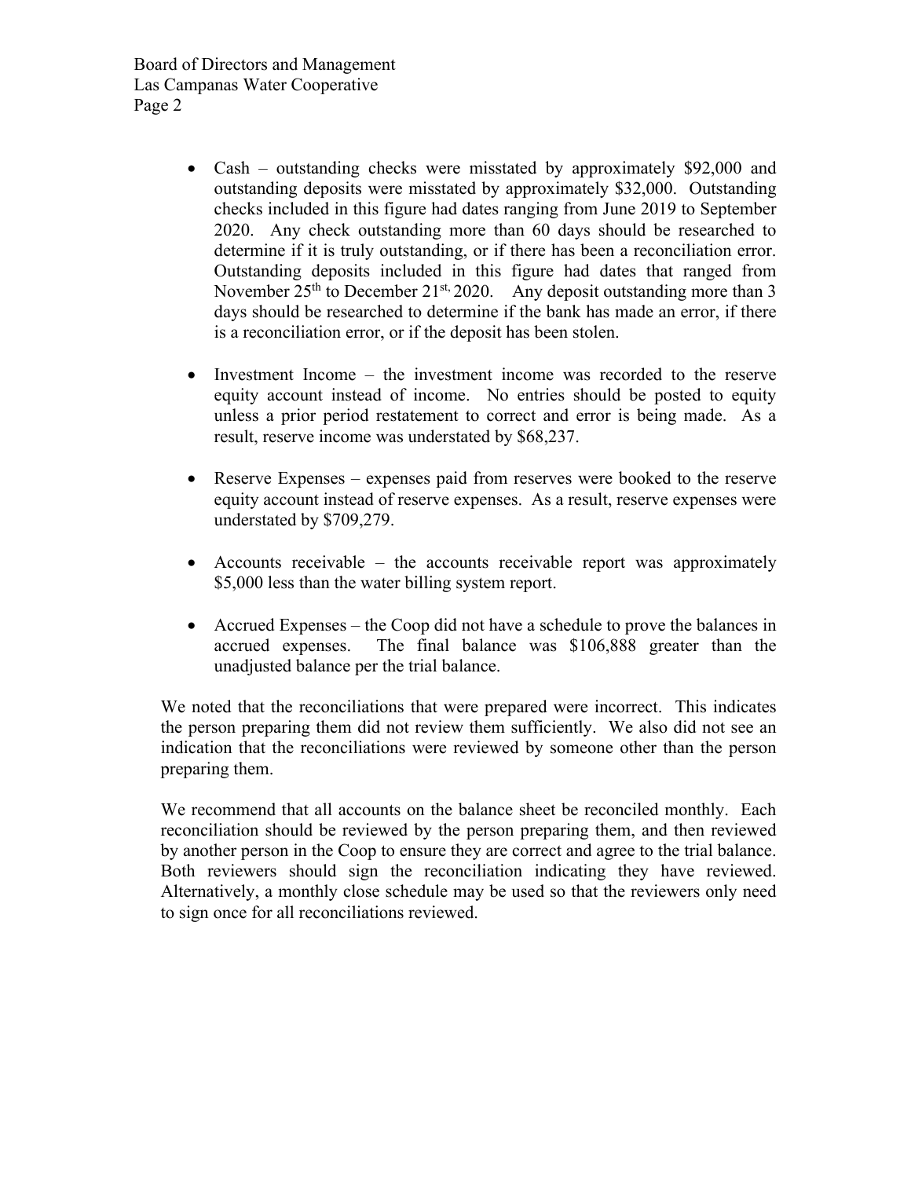- Cash – outstanding checks were misstated by approximately $92,000 and outstanding deposits were misstated by approximately $32,000. Outstanding checks included in this figure had dates ranging from June 2019 to September 2020. Any check outstanding more than 60 days should be researched to determine if it is truly outstanding, or if there has been a reconciliation error. Outstanding deposits included in this figure had dates that ranged from November 25th to December 21st, 2020. Any deposit outstanding more than 3 days should be researched to determine if the bank has made an error, if there is a reconciliation error, or if the deposit has been stolen.

- Investment Income – the investment income was recorded to the reserve equity account instead of income. No entries should be posted to equity unless a prior period restatement to correct and error is being made. As a result, reserve income was understated by $68,237.

- Reserve Expenses – expenses paid from reserves were booked to the reserve equity account instead of reserve expenses. As a result, reserve expenses were understated by $709,279.

- Accounts receivable – the accounts receivable report was approximately $5,000 less than the water billing system report.

- Accrued Expenses – the Coop did not have a schedule to prove the balances in accrued expenses. The final balance was $106,888 greater than the unadjusted balance per the trial balance.

We noted that the reconciliations that were prepared were incorrect. This indicates the person preparing them did not review them sufficiently. We also did not see an indication that the reconciliations were reviewed by someone other than the person preparing them.

We recommend that all accounts on the balance sheet be reconciled monthly. Each reconciliation should be reviewed by the person preparing them, and then reviewed by another person in the Coop to ensure they are correct and agree to the trial balance. Both reviewers should sign the reconciliation indicating they have reviewed. Alternatively, a monthly close schedule may be used so that the reviewers only need to sign once for all reconciliations reviewed.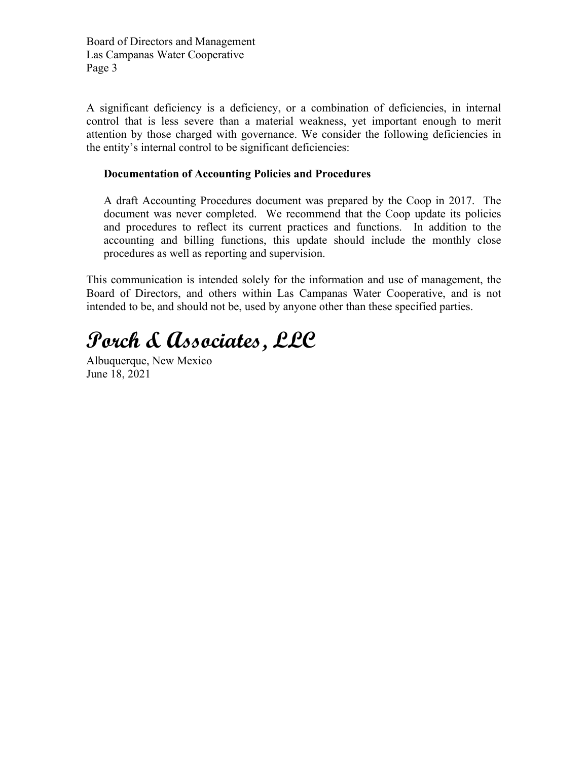A significant deficiency is a deficiency, or a combination of deficiencies, in internal control that is less severe than a material weakness, yet important enough to merit attention by those charged with governance. We consider the following deficiencies in the entity's internal control to be significant deficiencies:

**Documentation of Accounting Policies and Procedures**

A draft Accounting Procedures document was prepared by the Coop in 2017. The document was never completed. We recommend that the Coop update its policies and procedures to reflect its current practices and functions. In addition to the accounting and billing functions, this update should include the monthly close procedures as well as reporting and supervision.

This communication is intended solely for the information and use of management, the Board of Directors, and others within Las Campanas Water Cooperative, and is not intended to be, and should not be, used by anyone other than these specified parties.

**Porch & Associates, LLC**

Albuquerque, New Mexico
June 18, 2021